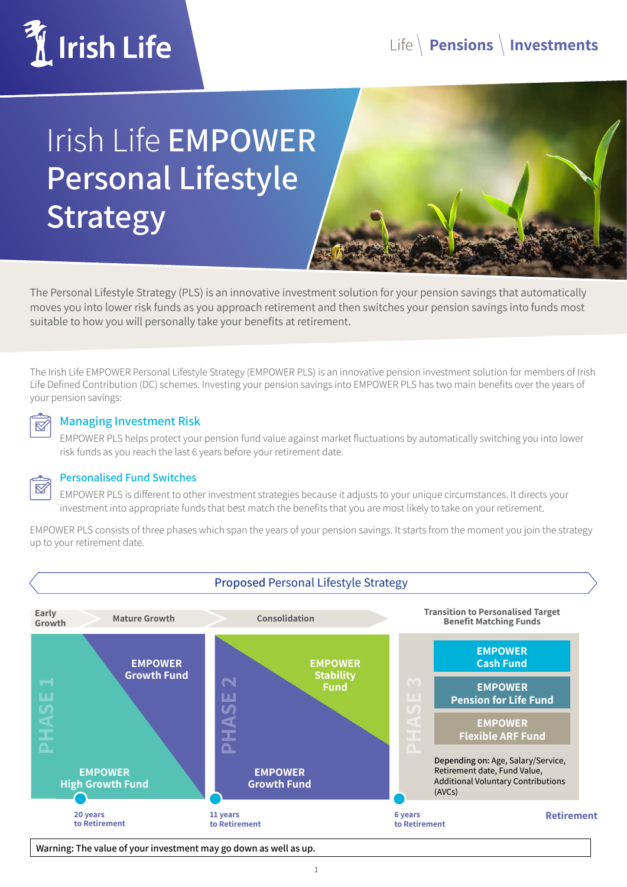# Irish Life **EMPOWER** Personal Lifestyle Strategy

The Personal Lifestyle Strategy (PLS) is an innovative investment solution for your pension savings that automatically moves you into lower risk funds as you approach retirement and then switches your pension savings into funds most suitable to how you will personally take your benefits at retirement.

The Irish Life EMPOWER Personal Lifestyle Strategy (EMPOWER PLS) is an innovative pension investment solution for members of Irish Life Defined Contribution (DC) schemes. Investing your pension savings into EMPOWER PLS has two main benefits over the years of your pension savings:

### Managing Investment Risk

EMPOWER PLS helps protect your pension fund value against market fluctuations by automatically switching you into lower risk funds as you reach the last 6 years before your retirement date.

### Personalised Fund Switches

EMPOWER PLS is different to other investment strategies because it adjusts to your unique circumstances. It directs your investment into appropriate funds that best match the benefits that you are most likely to take on your retirement.

EMPOWER PLS consists of three phases which span the years of your pension savings. It starts from the moment you join the strategy up to your retirement date.

## Proposed Personal Lifestyle Strategy

| Phase | Stage | Funds | Timing |
|---|---|---|---|
| PHASE 1 | Early Growth / Mature Growth | EMPOWER High Growth Fund → EMPOWER Growth Fund | 20 years to Retirement |
| PHASE 2 | Consolidation | EMPOWER Growth Fund → EMPOWER Stability Fund | 11 years to Retirement |
| PHASE 3 | Transition to Personalised Target Benefit Matching Funds | EMPOWER Cash Fund; EMPOWER Pension for Life Fund; EMPOWER Flexible ARF Fund | 6 years to Retirement → Retirement |

Phase 3 fund allocation depending on: Age, Salary/Service, Retirement date, Fund Value, Additional Voluntary Contributions (AVCs)

**Warning: The value of your investment may go down as well as up.**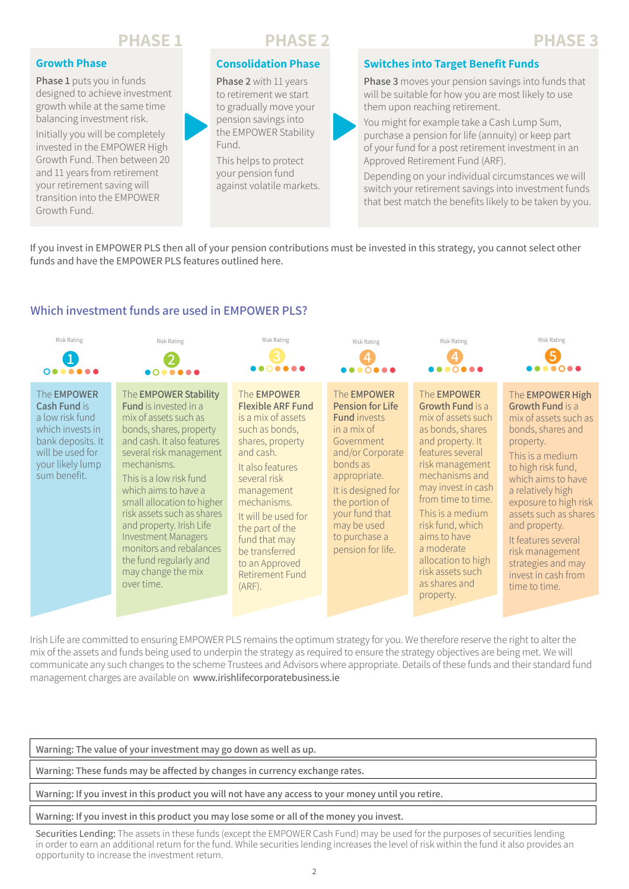## PHASE 1

### Growth Phase

**Phase 1** puts you in funds designed to achieve investment growth while at the same time balancing investment risk.

Initially you will be completely invested in the EMPOWER High Growth Fund. Then between 20 and 11 years from retirement your retirement saving will transition into the EMPOWER Growth Fund.

## PHASE 2

### Consolidation Phase

**Phase 2** with 11 years to retirement we start to gradually move your pension savings into the EMPOWER Stability Fund.

This helps to protect your pension fund against volatile markets.

## PHASE 3

### Switches into Target Benefit Funds

**Phase 3** moves your pension savings into funds that will be suitable for how you are most likely to use them upon reaching retirement.

You might for example take a Cash Lump Sum, purchase a pension for life (annuity) or keep part of your fund for a post retirement investment in an Approved Retirement Fund (ARF).

Depending on your individual circumstances we will switch your retirement savings into investment funds that best match the benefits likely to be taken by you.

If you invest in EMPOWER PLS then all of your pension contributions must be invested in this strategy, you cannot select other funds and have the EMPOWER PLS features outlined here.

## Which investment funds are used in EMPOWER PLS?

| Risk Rating 1 | Risk Rating 2 | Risk Rating 3 | Risk Rating 4 | Risk Rating 4 | Risk Rating 5 |
|---|---|---|---|---|---|
| The **EMPOWER Cash Fund** is a low risk fund which invests in bank deposits. It will be used for your likely lump sum benefit. | The **EMPOWER Stability Fund** is invested in a mix of assets such as bonds, shares, property and cash. It also features several risk management mechanisms.<br><br>This is a low risk fund which aims to have a small allocation to higher risk assets such as shares and property. Irish Life Investment Managers monitors and rebalances the fund regularly and may change the mix over time. | The **EMPOWER Flexible ARF Fund** is a mix of assets such as bonds, shares, property and cash.<br><br>It also features several risk management mechanisms.<br><br>It will be used for the part of the fund that may be transferred to an Approved Retirement Fund (ARF). | The **EMPOWER Pension for Life Fund** invests in a mix of Government and/or Corporate bonds as appropriate.<br><br>It is designed for the portion of your fund that may be used to purchase a pension for life. | The **EMPOWER Growth Fund** is a mix of assets such as bonds, shares and property. It features several risk management mechanisms and may invest in cash from time to time.<br><br>This is a medium risk fund, which aims to have a moderate allocation to high risk assets such as shares and property. | The **EMPOWER High Growth Fund** is a mix of assets such as bonds, shares and property.<br><br>This is a medium to high risk fund, which aims to have a relatively high exposure to high risk assets such as shares and property.<br><br>It features several risk management strategies and may invest in cash from time to time. |

Irish Life are committed to ensuring EMPOWER PLS remains the optimum strategy for you. We therefore reserve the right to alter the mix of the assets and funds being used to underpin the strategy as required to ensure the strategy objectives are being met. We will communicate any such changes to the scheme Trustees and Advisors where appropriate. Details of these funds and their standard fund management charges are available on www.irishlifecorporatebusiness.ie

**Warning: The value of your investment may go down as well as up.**

**Warning: These funds may be affected by changes in currency exchange rates.**

**Warning: If you invest in this product you will not have any access to your money until you retire.**

**Warning: If you invest in this product you may lose some or all of the money you invest.**

Securities Lending: The assets in these funds (except the EMPOWER Cash Fund) may be used for the purposes of securities lending in order to earn an additional return for the fund. While securities lending increases the level of risk within the fund it also provides an opportunity to increase the investment return.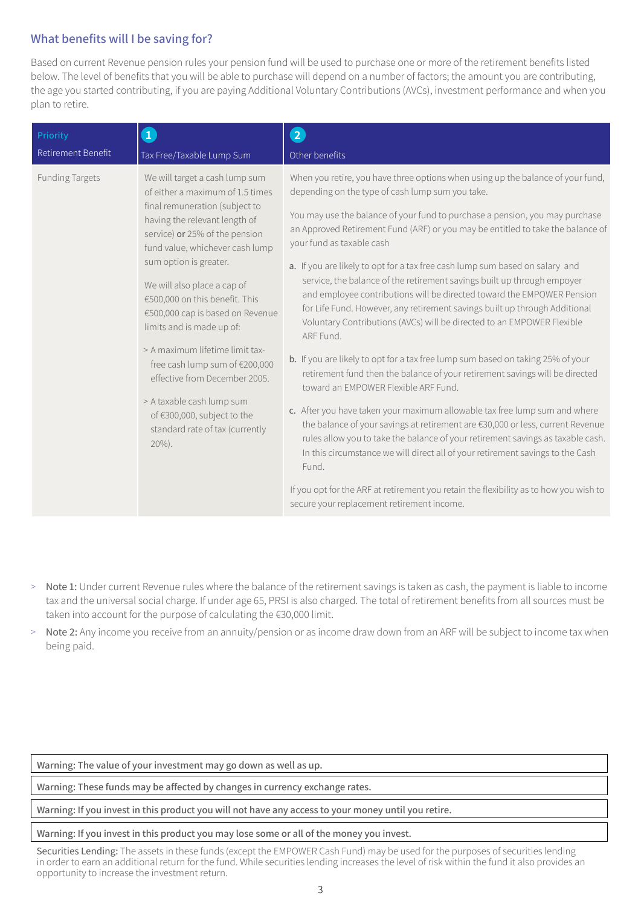## What benefits will I be saving for?

Based on current Revenue pension rules your pension fund will be used to purchase one or more of the retirement benefits listed below. The level of benefits that you will be able to purchase will depend on a number of factors; the amount you are contributing, the age you started contributing, if you are paying Additional Voluntary Contributions (AVCs), investment performance and when you plan to retire.

| Priority<br>Retirement Benefit | 1<br>Tax Free/Taxable Lump Sum | 2<br>Other benefits |
|---|---|---|
| Funding Targets | We will target a cash lump sum of either a maximum of 1.5 times final remuneration (subject to having the relevant length of service) **or** 25% of the pension fund value, whichever cash lump sum option is greater.<br><br>We will also place a cap of €500,000 on this benefit. This €500,000 cap is based on Revenue limits and is made up of:<br><br>> A maximum lifetime limit tax-free cash lump sum of €200,000 effective from December 2005.<br><br>> A taxable cash lump sum of €300,000, subject to the standard rate of tax (currently 20%). | When you retire, you have three options when using up the balance of your fund, depending on the type of cash lump sum you take.<br><br>You may use the balance of your fund to purchase a pension, you may purchase an Approved Retirement Fund (ARF) or you may be entitled to take the balance of your fund as taxable cash<br><br>**a.** If you are likely to opt for a tax free cash lump sum based on salary and service, the balance of the retirement savings built up through empoyer and employee contributions will be directed toward the EMPOWER Pension for Life Fund. However, any retirement savings built up through Additional Voluntary Contributions (AVCs) will be directed to an EMPOWER Flexible ARF Fund.<br><br>**b.** If you are likely to opt for a tax free lump sum based on taking 25% of your retirement fund then the balance of your retirement savings will be directed toward an EMPOWER Flexible ARF Fund.<br><br>**c.** After you have taken your maximum allowable tax free lump sum and where the balance of your savings at retirement are €30,000 or less, current Revenue rules allow you to take the balance of your retirement savings as taxable cash. In this circumstance we will direct all of your retirement savings to the Cash Fund.<br><br>If you opt for the ARF at retirement you retain the flexibility as to how you wish to secure your replacement retirement income. |

- **Note 1:** Under current Revenue rules where the balance of the retirement savings is taken as cash, the payment is liable to income tax and the universal social charge. If under age 65, PRSI is also charged. The total of retirement benefits from all sources must be taken into account for the purpose of calculating the €30,000 limit.
- **Note 2:** Any income you receive from an annuity/pension or as income draw down from an ARF will be subject to income tax when being paid.

**Warning: The value of your investment may go down as well as up.**

**Warning: These funds may be affected by changes in currency exchange rates.**

**Warning: If you invest in this product you will not have any access to your money until you retire.**

**Warning: If you invest in this product you may lose some or all of the money you invest.**

Securities Lending: The assets in these funds (except the EMPOWER Cash Fund) may be used for the purposes of securities lending in order to earn an additional return for the fund. While securities lending increases the level of risk within the fund it also provides an opportunity to increase the investment return.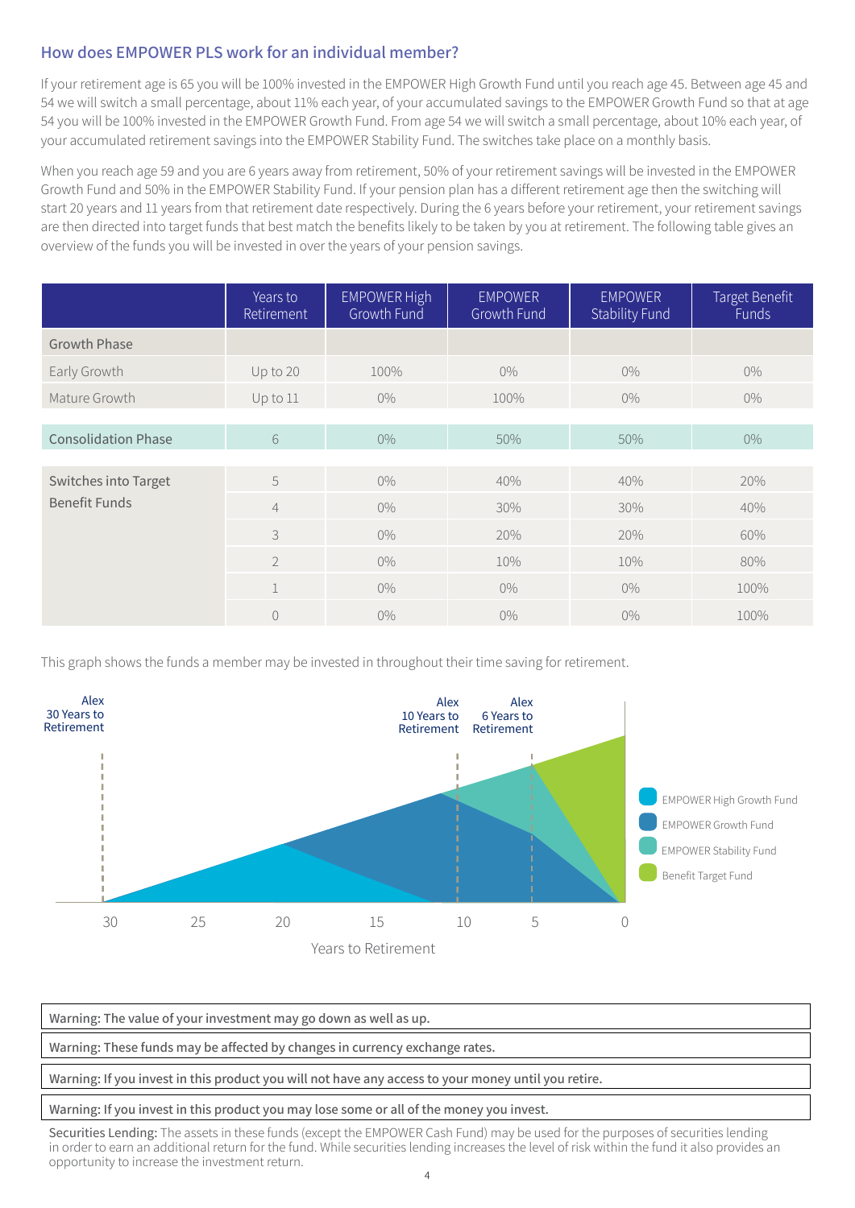## How does EMPOWER PLS work for an individual member?

If your retirement age is 65 you will be 100% invested in the EMPOWER High Growth Fund until you reach age 45. Between age 45 and 54 we will switch a small percentage, about 11% each year, of your accumulated savings to the EMPOWER Growth Fund so that at age 54 you will be 100% invested in the EMPOWER Growth Fund. From age 54 we will switch a small percentage, about 10% each year, of your accumulated retirement savings into the EMPOWER Stability Fund. The switches take place on a monthly basis.

When you reach age 59 and you are 6 years away from retirement, 50% of your retirement savings will be invested in the EMPOWER Growth Fund and 50% in the EMPOWER Stability Fund. If your pension plan has a different retirement age then the switching will start 20 years and 11 years from that retirement date respectively. During the 6 years before your retirement, your retirement savings are then directed into target funds that best match the benefits likely to be taken by you at retirement. The following table gives an overview of the funds you will be invested in over the years of your pension savings.

| | Years to Retirement | EMPOWER High Growth Fund | EMPOWER Growth Fund | EMPOWER Stability Fund | Target Benefit Funds |
|---|---|---|---|---|---|
| Growth Phase | | | | | |
| Early Growth | Up to 20 | 100% | 0% | 0% | 0% |
| Mature Growth | Up to 11 | 0% | 100% | 0% | 0% |
| Consolidation Phase | 6 | 0% | 50% | 50% | 0% |
| Switches into Target Benefit Funds | 5 | 0% | 40% | 40% | 20% |
| | 4 | 0% | 30% | 30% | 40% |
| | 3 | 0% | 20% | 20% | 60% |
| | 2 | 0% | 10% | 10% | 80% |
| | 1 | 0% | 0% | 0% | 100% |
| | 0 | 0% | 0% | 0% | 100% |

This graph shows the funds a member may be invested in throughout their time saving for retirement.

**Warning: The value of your investment may go down as well as up.**

**Warning: These funds may be affected by changes in currency exchange rates.**

**Warning: If you invest in this product you will not have any access to your money until you retire.**

**Warning: If you invest in this product you may lose some or all of the money you invest.**

**Securities Lending:** The assets in these funds (except the EMPOWER Cash Fund) may be used for the purposes of securities lending in order to earn an additional return for the fund. While securities lending increases the level of risk within the fund it also provides an opportunity to increase the investment return.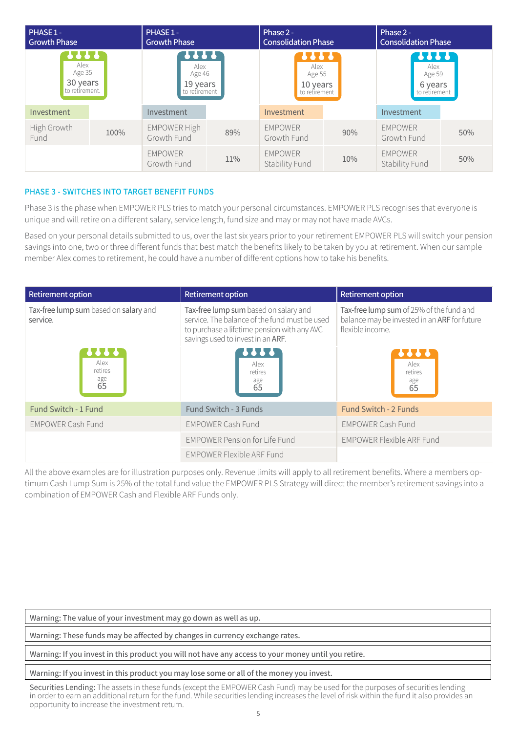| PHASE 1 - Growth Phase | | PHASE 1 - Growth Phase | | Phase 2 - Consolidation Phase | | Phase 2 - Consolidation Phase | |
|---|---|---|---|---|---|---|---|
| Alex Age 35 30 years to retirement. | | Alex Age 46 19 years to retirement | | Alex Age 55 10 years to retirement | | Alex Age 59 6 years to retirement | |
| Investment | | Investment | | Investment | | Investment | |
| High Growth Fund | 100% | EMPOWER High Growth Fund | 89% | EMPOWER Growth Fund | 90% | EMPOWER Growth Fund | 50% |
| | | EMPOWER Growth Fund | 11% | EMPOWER Stability Fund | 10% | EMPOWER Stability Fund | 50% |

## PHASE 3 - SWITCHES INTO TARGET BENEFIT FUNDS

Phase 3 is the phase when EMPOWER PLS tries to match your personal circumstances. EMPOWER PLS recognises that everyone is unique and will retire on a different salary, service length, fund size and may or may not have made AVCs.

Based on your personal details submitted to us, over the last six years prior to your retirement EMPOWER PLS will switch your pension savings into one, two or three different funds that best match the benefits likely to be taken by you at retirement. When our sample member Alex comes to retirement, he could have a number of different options how to take his benefits.

| Retirement option | Retirement option | Retirement option |
|---|---|---|
| **Tax-free lump sum** based on **salary** and **service**. | **Tax-free lump sum** based on salary and service. The balance of the fund must be used to purchase a lifetime pension with any AVC savings used to invest in an **ARF**. | **Tax-free lump sum** of 25% of the fund and balance may be invested in an **ARF** for future flexible income. |
| Alex retires age 65 | Alex retires age 65 | Alex retires age 65 |
| Fund Switch - 1 Fund | Fund Switch - 3 Funds | Fund Switch - 2 Funds |
| EMPOWER Cash Fund | EMPOWER Cash Fund | EMPOWER Cash Fund |
| | EMPOWER Pension for Life Fund | EMPOWER Flexible ARF Fund |
| | EMPOWER Flexible ARF Fund | |

All the above examples are for illustration purposes only. Revenue limits will apply to all retirement benefits. Where a members optimum Cash Lump Sum is 25% of the total fund value the EMPOWER PLS Strategy will direct the member's retirement savings into a combination of EMPOWER Cash and Flexible ARF Funds only.

**Warning: The value of your investment may go down as well as up.**

**Warning: These funds may be affected by changes in currency exchange rates.**

**Warning: If you invest in this product you will not have any access to your money until you retire.**

**Warning: If you invest in this product you may lose some or all of the money you invest.**

**Securities Lending:** The assets in these funds (except the EMPOWER Cash Fund) may be used for the purposes of securities lending in order to earn an additional return for the fund. While securities lending increases the level of risk within the fund it also provides an opportunity to increase the investment return.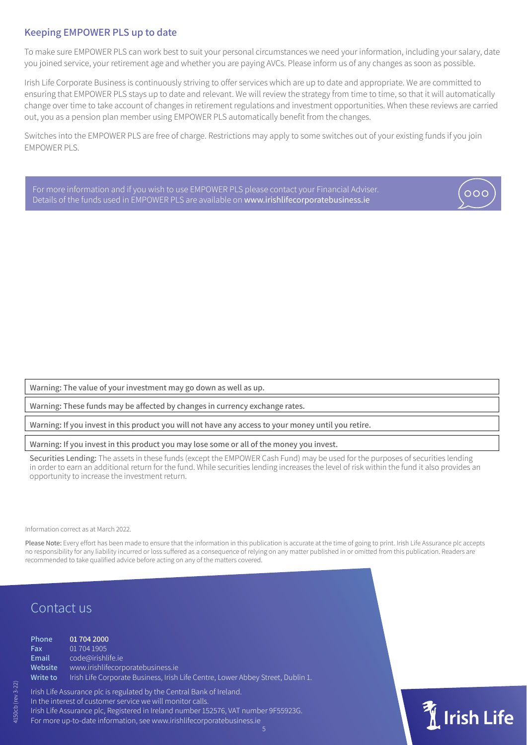## Keeping EMPOWER PLS up to date

To make sure EMPOWER PLS can work best to suit your personal circumstances we need your information, including your salary, date you joined service, your retirement age and whether you are paying AVCs. Please inform us of any changes as soon as possible.

Irish Life Corporate Business is continuously striving to offer services which are up to date and appropriate. We are committed to ensuring that EMPOWER PLS stays up to date and relevant. We will review the strategy from time to time, so that it will automatically change over time to take account of changes in retirement regulations and investment opportunities. When these reviews are carried out, you as a pension plan member using EMPOWER PLS automatically benefit from the changes.

Switches into the EMPOWER PLS are free of charge. Restrictions may apply to some switches out of your existing funds if you join EMPOWER PLS.

For more information and if you wish to use EMPOWER PLS please contact your Financial Adviser. Details of the funds used in EMPOWER PLS are available on **www.irishlifecorporatebusiness.ie**

**Warning: The value of your investment may go down as well as up.**

**Warning: These funds may be affected by changes in currency exchange rates.**

**Warning: If you invest in this product you will not have any access to your money until you retire.**

**Warning: If you invest in this product you may lose some or all of the money you invest.**

Securities Lending: The assets in these funds (except the EMPOWER Cash Fund) may be used for the purposes of securities lending in order to earn an additional return for the fund. While securities lending increases the level of risk within the fund it also provides an opportunity to increase the investment return.

Information correct as at March 2022.

**Please Note:** Every effort has been made to ensure that the information in this publication is accurate at the time of going to print. Irish Life Assurance plc accepts no responsibility for any liability incurred or loss suffered as a consequence of relying on any matter published in or omitted from this publication. Readers are recommended to take qualified advice before acting on any of the matters covered.

## Contact us

**Phone** 01 704 2000
**Fax** 01 704 1905
**Email** code@irishlife.ie
**Website** www.irishlifecorporatebusiness.ie
**Write to** Irish Life Corporate Business, Irish Life Centre, Lower Abbey Street, Dublin 1.

Irish Life Assurance plc is regulated by the Central Bank of Ireland.
In the interest of customer service we will monitor calls.
Irish Life Assurance plc, Registered in Ireland number 152576, VAT number 9F55923G.
For more up-to-date information, see www.irishlifecorporatebusiness.ie

4150cb (rev 3-22)

Irish Life